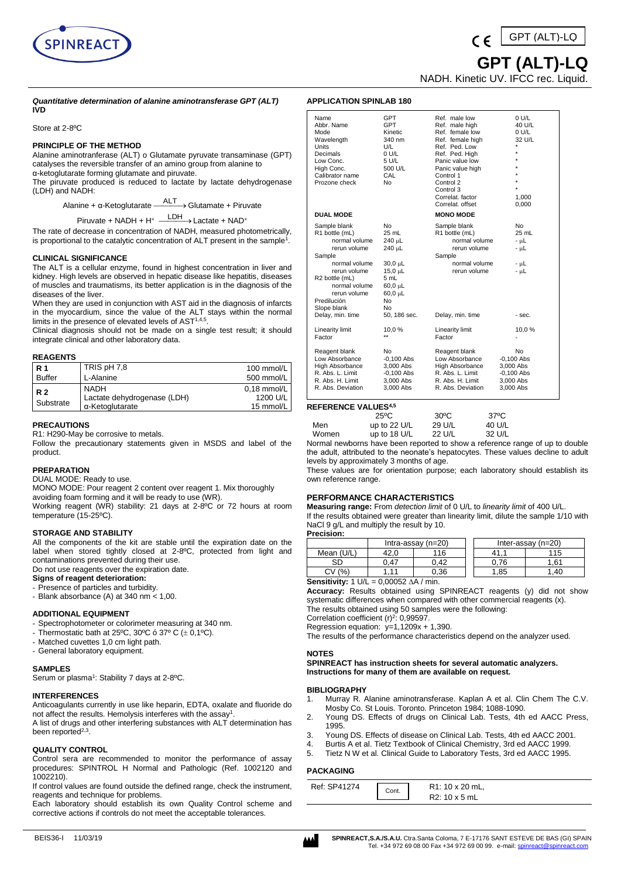# GPT (ALT)-LQ

GPT (ALT)-LQ

NADH. Kinetic UV. IFCC rec. Liquid.

***Quantitative determination of alanine aminotransferase GPT (ALT)***
**IVD**

Store at 2-8ºC

## PRINCIPLE OF THE METHOD

Alanine aminotranferase (ALT) o Glutamate pyruvate transaminase (GPT) catalyses the reversible transfer of an amino group from alanine to α-ketoglutarate forming glutamate and piruvate.

The piruvate produced is reduced to lactate by lactate dehydrogenase (LDH) and NADH:

$$\text{Alanine} + \alpha\text{-Ketoglutarate} \xrightarrow{ALT} \text{Glutamate} + \text{Piruvate}$$

$$\text{Piruvate} + \text{NADH} + H^{+} \xrightarrow{LDH} \text{Lactate} + \text{NAD}^{+}$$

The rate of decrease in concentration of NADH, measured photometrically, is proportional to the catalytic concentration of ALT present in the sample[1].

## CLINICAL SIGNIFICANCE

The ALT is a cellular enzyme, found in highest concentration in liver and kidney. High levels are observed in hepatic disease like hepatitis, diseases of muscles and traumatisms, its better application is in the diagnosis of the diseases of the liver.

When they are used in conjunction with AST aid in the diagnosis of infarcts in the myocardium, since the value of the ALT stays within the normal limits in the presence of elevated levels of AST[1,4,5].

Clinical diagnosis should not be made on a single test result; it should integrate clinical and other laboratory data.

## REAGENTS

| | | |
|---|---|---|
| **R 1** Buffer | TRIS pH 7,8<br>L-Alanine | 100 mmol/L<br>500 mmol/L |
| **R 2** Substrate | NADH<br>Lactate dehydrogenase (LDH)<br>α-Ketoglutarate | 0,18 mmol/L<br>1200 U/L<br>15 mmol/L |

## PRECAUTIONS

R1: H290-May be corrosive to metals.

Follow the precautionary statements given in MSDS and label of the product.

## PREPARATION

DUAL MODE: Ready to use.

MONO MODE: Pour reagent 2 content over reagent 1. Mix thoroughly avoiding foam forming and it will be ready to use (WR).

Working reagent (WR) stability: 21 days at 2-8ºC or 72 hours at room temperature (15-25ºC).

## STORAGE AND STABILITY

All the components of the kit are stable until the expiration date on the label when stored tightly closed at 2-8ºC, protected from light and contaminations prevented during their use.

Do not use reagents over the expiration date.

**Signs of reagent deterioration:**

- Presence of particles and turbidity.
- Blank absorbance (A) at 340 nm < 1,00.

## ADDITIONAL EQUIPMENT

- Spectrophotometer or colorimeter measuring at 340 nm.
- Thermostatic bath at 25ºC, 30ºC ó 37º C (± 0,1ºC).
- Matched cuvettes 1,0 cm light path.
- General laboratory equipment.

## SAMPLES

Serum or plasma[1]: Stability 7 days at 2-8ºC.

## INTERFERENCES

Anticoagulants currently in use like heparin, EDTA, oxalate and fluoride do not affect the results. Hemolysis interferes with the assay[1].

A list of drugs and other interfering substances with ALT determination has been reported[2,3].

## QUALITY CONTROL

Control sera are recommended to monitor the performance of assay procedures: SPINTROL H Normal and Pathologic (Ref. 1002120 and 1002210).

If control values are found outside the defined range, check the instrument, reagents and technique for problems.

Each laboratory should establish its own Quality Control scheme and corrective actions if controls do not meet the acceptable tolerances.

## APPLICATION SPINLAB 180

| | | | |
|---|---|---|---|
| Name | GPT | Ref. male low | 0 U/L |
| Abbr. Name | GPT | Ref. male high | 40 U/L |
| Mode | Kinetic | Ref. female low | 0 U/L |
| Wavelength | 340 nm | Ref. female high | 32 U/L |
| Units | U/L | Ref. Ped. Low | * |
| Decimals | 0 U/L | Ref. Ped. High | * |
| Low Conc. | 5 U/L | Panic value low | * |
| High Conc. | 500 U/L | Panic value high | * |
| Calibrator name | CAL | Control 1 | * |
| Prozone check | No | Control 2 | * |
| | | Control 3 | * |
| | | Correlat. factor | 1,000 |
| | | Correlat. offset | 0,000 |
| **DUAL MODE** | | **MONO MODE** | |
| Sample blank | No | Sample blank | No |
| R1 bottle (mL) | 25 mL | R1 bottle (mL) | 25 mL |
| normal volume | 240 µL | normal volume | - µL |
| rerun volume | 240 µL | rerun volume | - µL |
| Sample | | Sample | |
| normal volume | 30,0 µL | normal volume | - µL |
| rerun volume | 15,0 µL | rerun volume | - µL |
| R2 bottle (mL) | 5 mL | | |
| normal volume | 60,0 µL | | |
| rerun volume | 60,0 µL | | |
| Predilución | No | | |
| Slope blank | No | | |
| Delay, min. time | 50, 186 sec. | Delay, min. time | - sec. |
| Linearity limit | 10,0 % | Linearity limit | 10,0 % |
| Factor | ** | Factor | - |
| Reagent blank | No | Reagent blank | No |
| Low Absorbance | -0,100 Abs | Low Absorbance | -0,100 Abs |
| High Absorbance | 3,000 Abs | High Absorbance | 3,000 Abs |
| R. Abs. L. Limit | -0,100 Abs | R. Abs. L. Limit | -0,100 Abs |
| R. Abs. H. Limit | 3,000 Abs | R. Abs. H. Limit | 3,000 Abs |
| R. Abs. Deviation | 3,000 Abs | R. Abs. Deviation | 3,000 Abs |

## REFERENCE VALUES[4,5]

| | 25ºC | 30ºC | 37ºC |
|---|---|---|---|
| Men | up to 22 U/L | 29 U/L | 40 U/L |
| Women | up to 18 U/L | 22 U/L | 32 U/L |

Normal newborns have been reported to show a reference range of up to double the adult, attributed to the neonate's hepatocytes. These values decline to adult levels by approximately 3 months of age.

These values are for orientation purpose; each laboratory should establish its own reference range.

## PERFORMANCE CHARACTERISTICS

**Measuring range:** From *detection limit* of 0 U/L to *linearity limit* of 400 U/L.

If the results obtained were greater than linearity limit, dilute the sample 1/10 with NaCl 9 g/L and multiply the result by 10.

**Precision:**

| | Intra-assay (n=20) | | Inter-assay (n=20) | |
|---|---|---|---|---|
| Mean (U/L) | 42,0 | 116 | 41,1 | 115 |
| SD | 0,47 | 0,42 | 0,76 | 1,61 |
| CV (%) | 1,11 | 0,36 | 1,85 | 1,40 |

**Sensitivity:** 1 U/L = 0,00052 ΔA / min.

**Accuracy:** Results obtained using SPINREACT reagents (y) did not show systematic differences when compared with other commercial reagents (x).

The results obtained using 50 samples were the following:

Correlation coefficient $(r)^2$: 0,99597.

Regression equation: y=1,1209x + 1,390.

The results of the performance characteristics depend on the analyzer used.

## NOTES

**SPINREACT has instruction sheets for several automatic analyzers. Instructions for many of them are available on request.**

## BIBLIOGRAPHY

1. Murray R. Alanine aminotransferase. Kaplan A et al. Clin Chem The C.V. Mosby Co. St Louis. Toronto. Princeton 1984; 1088-1090.
2. Young DS. Effects of drugs on Clinical Lab. Tests, 4th ed AACC Press, 1995.
3. Young DS. Effects of disease on Clinical Lab. Tests, 4th ed AACC 2001.
4. Burtis A et al. Tietz Textbook of Clinical Chemistry, 3rd ed AACC 1999.
5. Tietz N W et al. Clinical Guide to Laboratory Tests, 3rd ed AACC 1995.

## PACKAGING

| | | |
|---|---|---|
| Ref: SP41274 | Cont. | R1: 10 x 20 mL,<br>R2: 10 x 5 mL |

BEIS36-I 11/03/19

SPINREACT,S.A./S.A.U. Ctra.Santa Coloma, 7 E-17176 SANT ESTEVE DE BAS (GI) SPAIN
Tel. +34 972 69 08 00 Fax +34 972 69 00 99. e-mail: spinreact@spinreact.com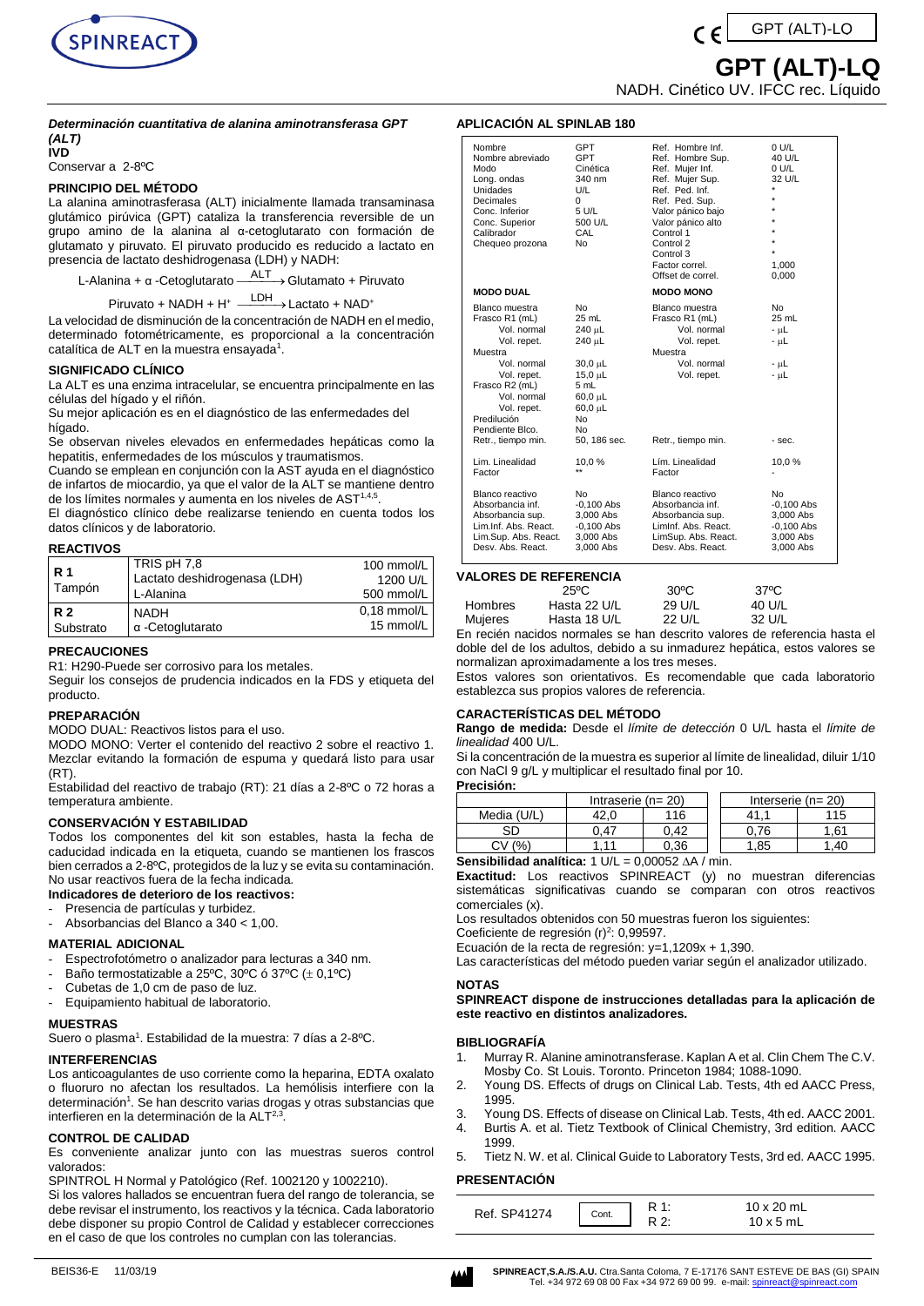# GPT (ALT)-LQ

NADH. Cinético UV. IFCC rec. Líquido

GPT (ALT)-LO

***Determinación cuantitativa de alanina aminotransferasa GPT (ALT)***

**IVD**

Conservar a 2-8ºC

## PRINCIPIO DEL MÉTODO

La alanina aminotransferasa (ALT) inicialmente llamada transaminasa glutámico pirúvica (GPT) cataliza la transferencia reversible de un grupo amino de la alanina al α-cetoglutarato con formación de glutamato y piruvato. El piruvato producido es reducido a lactato en presencia de lactato deshidrogenasa (LDH) y NADH:

$$\text{L-Alanina} + \alpha\text{-Cetoglutarato} \xrightarrow{ALT} \text{Glutamato} + \text{Piruvato}$$

$$\text{Piruvato} + \text{NADH} + H^+ \xrightarrow{LDH} \text{Lactato} + \text{NAD}^+$$

La velocidad de disminución de la concentración de NADH en el medio, determinado fotométricamente, es proporcional a la concentración catalítica de ALT en la muestra ensayada[1].

## SIGNIFICADO CLÍNICO

La ALT es una enzima intracelular, se encuentra principalmente en las células del hígado y el riñón.

Su mejor aplicación es en el diagnóstico de las enfermedades del hígado.

Se observan niveles elevados en enfermedades hepáticas como la hepatitis, enfermedades de los músculos y traumatismos.

Cuando se emplean en conjunción con la AST ayuda en el diagnóstico de infartos de miocardio, ya que el valor de la ALT se mantiene dentro de los límites normales y aumenta en los niveles de AST[1,4,5].

El diagnóstico clínico debe realizarse teniendo en cuenta todos los datos clínicos y de laboratorio.

## REACTIVOS

| | | |
|---|---|---|
| **R 1** Tampón | TRIS pH 7,8 | 100 mmol/L |
| | Lactato deshidrogenasa (LDH) | 1200 U/L |
| | L-Alanina | 500 mmol/L |
| **R 2** Substrato | NADH | 0,18 mmol/L |
| | α -Cetoglutarato | 15 mmol/L |

## PRECAUCIONES

R1: H290-Puede ser corrosivo para los metales.

Seguir los consejos de prudencia indicados en la FDS y etiqueta del producto.

## PREPARACIÓN

MODO DUAL: Reactivos listos para el uso.

MODO MONO: Verter el contenido del reactivo 2 sobre el reactivo 1. Mezclar evitando la formación de espuma y quedará listo para usar (RT).

Estabilidad del reactivo de trabajo (RT): 21 días a 2-8ºC o 72 horas a temperatura ambiente.

## CONSERVACIÓN Y ESTABILIDAD

Todos los componentes del kit son estables, hasta la fecha de caducidad indicada en la etiqueta, cuando se mantienen los frascos bien cerrados a 2-8ºC, protegidos de la luz y se evita su contaminación. No usar reactivos fuera de la fecha indicada.

**Indicadores de deterioro de los reactivos:**

- Presencia de partículas y turbidez.
- Absorbancias del Blanco a 340 < 1,00.

## MATERIAL ADICIONAL

- Espectrofotómetro o analizador para lecturas a 340 nm.
- Baño termostatizable a 25ºC, 30ºC ó 37ºC (± 0,1ºC)
- Cubetas de 1,0 cm de paso de luz.
- Equipamiento habitual de laboratorio.

## MUESTRAS

Suero o plasma[1]. Estabilidad de la muestra: 7 días a 2-8ºC.

## INTERFERENCIAS

Los anticoagulantes de uso corriente como la heparina, EDTA oxalato o fluoruro no afectan los resultados. La hemólisis interfiere con la determinación[1]. Se han descrito varias drogas y otras substancias que interfieren en la determinación de la ALT[2,3].

## CONTROL DE CALIDAD

Es conveniente analizar junto con las muestras sueros control valorados:

SPINTROL H Normal y Patológico (Ref. 1002120 y 1002210).

Si los valores hallados se encuentran fuera del rango de tolerancia, se debe revisar el instrumento, los reactivos y la técnica. Cada laboratorio debe disponer su propio Control de Calidad y establecer correcciones en el caso de que los controles no cumplan con las tolerancias.

## APLICACIÓN AL SPINLAB 180

| | | | |
|---|---|---|---|
| Nombre | GPT | Ref. Hombre Inf. | 0 U/L |
| Nombre abreviado | GPT | Ref. Hombre Sup. | 40 U/L |
| Modo | Cinética | Ref. Mujer Inf. | 0 U/L |
| Long. ondas | 340 nm | Ref. Mujer Sup. | 32 U/L |
| Unidades | U/L | Ref. Ped. Inf. | * |
| Decimales | 0 | Ref. Ped. Sup. | * |
| Conc. Inferior | 5 U/L | Valor pánico bajo | * |
| Conc. Superior | 500 U/L | Valor pánico alto | * |
| Calibrador | CAL | Control 1 | * |
| Chequeo prozona | No | Control 2 | * |
| | | Control 3 | * |
| | | Factor correl. | 1,000 |
| | | Offset de correl. | 0,000 |
| **MODO DUAL** | | **MODO MONO** | |
| Blanco muestra | No | Blanco muestra | No |
| Frasco R1 (mL) | 25 mL | Frasco R1 (mL) | 25 mL |
| Vol. normal | 240 µL | Vol. normal | - µL |
| Vol. repet. | 240 µL | Vol. repet. | - µL |
| Muestra | | Muestra | |
| Vol. normal | 30,0 µL | Vol. normal | - µL |
| Vol. repet. | 15,0 µL | Vol. repet. | - µL |
| Frasco R2 (mL) | 5 mL | | |
| Vol. normal | 60,0 µL | | |
| Vol. repet. | 60,0 µL | | |
| Predilución | No | | |
| Pendiente Blco. | No | | |
| Retr., tiempo min. | 50, 186 sec. | Retr., tiempo min. | - sec. |
| Lim. Linealidad | 10,0 % | Lím. Linealidad | 10,0 % |
| Factor | ** | Factor | - |
| Blanco reactivo | No | Blanco reactivo | No |
| Absorbancia inf. | -0,100 Abs | Absorbancia inf. | -0,100 Abs |
| Absorbancia sup. | 3,000 Abs | Absorbancia sup. | 3,000 Abs |
| Lim.Inf. Abs. React. | -0,100 Abs | LimInf. Abs. React. | -0,100 Abs |
| Lim.Sup. Abs. React. | 3,000 Abs | LimSup. Abs. React. | 3,000 Abs |
| Desv. Abs. React. | 3,000 Abs | Desv. Abs. React. | 3,000 Abs |

## VALORES DE REFERENCIA

| | 25ºC | 30ºC | 37ºC |
|---|---|---|---|
| Hombres | Hasta 22 U/L | 29 U/L | 40 U/L |
| Mujeres | Hasta 18 U/L | 22 U/L | 32 U/L |

En recién nacidos normales se han descrito valores de referencia hasta el doble del de los adultos, debido a su inmadurez hepática, estos valores se normalizan aproximadamente a los tres meses.

Estos valores son orientativos. Es recomendable que cada laboratorio establezca sus propios valores de referencia.

## CARACTERÍSTICAS DEL MÉTODO

**Rango de medida:** Desde el *límite de detección* 0 U/L hasta el *límite de linealidad* 400 U/L.

Si la concentración de la muestra es superior al límite de linealidad, diluir 1/10 con NaCl 9 g/L y multiplicar el resultado final por 10.

**Precisión:**

| | Intraserie (n= 20) | | Interserie (n= 20) | |
|---|---|---|---|---|
| Media (U/L) | 42,0 | 116 | 41,1 | 115 |
| SD | 0,47 | 0,42 | 0,76 | 1,61 |
| CV (%) | 1,11 | 0,36 | 1,85 | 1,40 |

**Sensibilidad analítica:** 1 U/L = 0,00052 ΔA / min.

**Exactitud:** Los reactivos SPINREACT (y) no muestran diferencias sistemáticas significativas cuando se comparan con otros reactivos comerciales (x).

Los resultados obtenidos con 50 muestras fueron los siguientes:

Coeficiente de regresión $(r)^2$: 0,99597.

Ecuación de la recta de regresión: y=1,1209x + 1,390.

Las características del método pueden variar según el analizador utilizado.

## NOTAS

**SPINREACT dispone de instrucciones detalladas para la aplicación de este reactivo en distintos analizadores.**

## BIBLIOGRAFÍA

1. Murray R. Alanine aminotransferase. Kaplan A et al. Clin Chem The C.V. Mosby Co. St Louis. Toronto. Princeton 1984; 1088-1090.
2. Young DS. Effects of drugs on Clinical Lab. Tests, 4th ed AACC Press, 1995.
3. Young DS. Effects of disease on Clinical Lab. Tests, 4th ed. AACC 2001.
4. Burtis A. et al. Tietz Textbook of Clinical Chemistry, 3rd edition. AACC 1999.
5. Tietz N. W. et al. Clinical Guide to Laboratory Tests, 3rd ed. AACC 1995.

## PRESENTACIÓN

| | | | |
|---|---|---|---|
| Ref. SP41274 | Cont. | R 1: | 10 x 20 mL |
| | | R 2: | 10 x 5 mL |

BEIS36-E 11/03/19

**SPINREACT,S.A./S.A.U.** Ctra.Santa Coloma, 7 E-17176 SANT ESTEVE DE BAS (GI) SPAIN Tel. +34 972 69 08 00 Fax +34 972 69 00 99. e-mail: spinreact@spinreact.com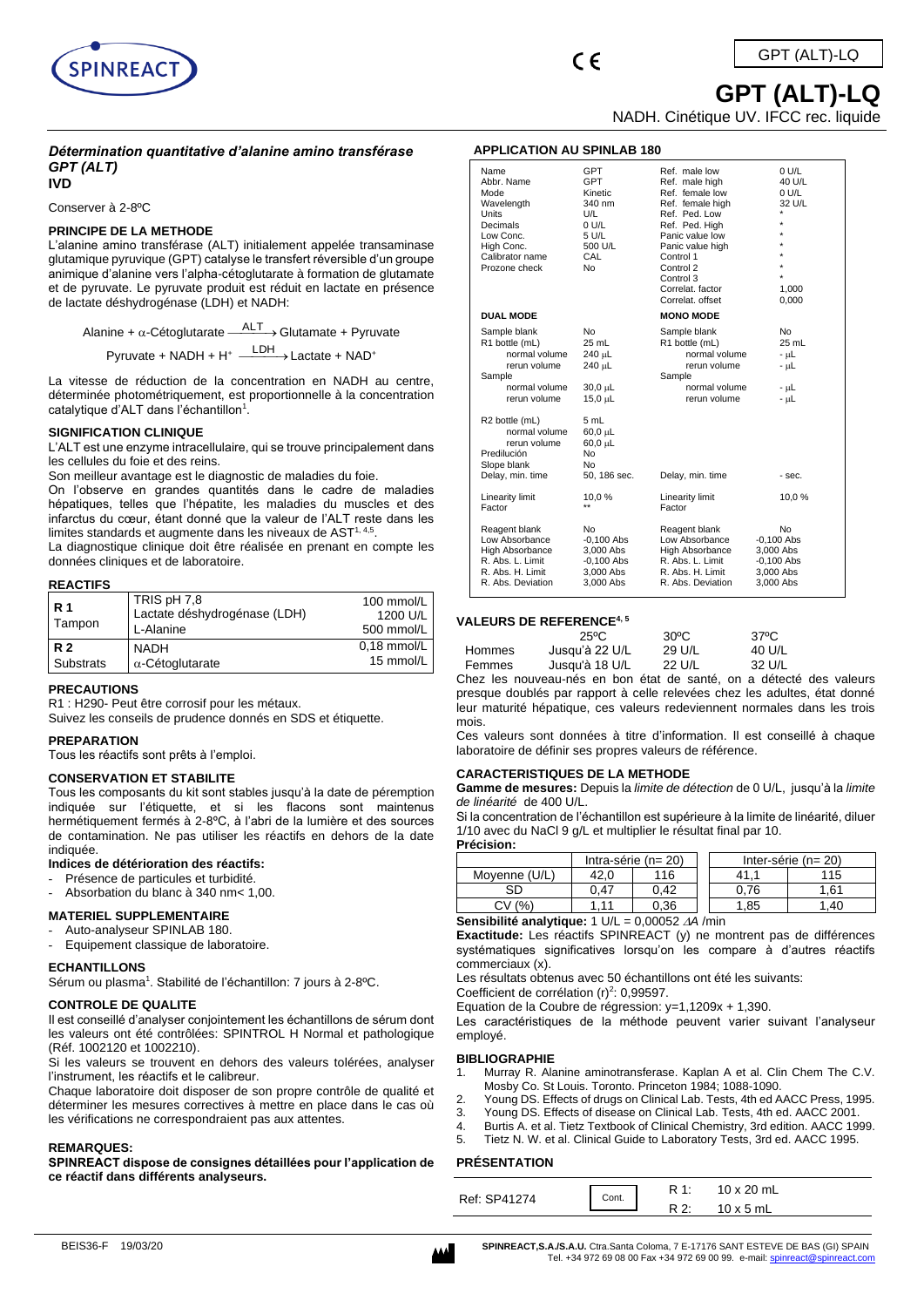# GPT (ALT)-LQ

NADH. Cinétique UV. IFCC rec. liquide

### *Détermination quantitative d'alanine amino transférase GPT (ALT)*

**IVD**

Conserver à 2-8ºC

#### PRINCIPE DE LA METHODE

L'alanine amino transférase (ALT) initialement appelée transaminase glutamique pyruvique (GPT) catalyse le transfert réversible d'un groupe animique d'alanine vers l'alpha-cétoglutarate à formation de glutamate et de pyruvate. Le pyruvate produit est réduit en lactate en présence de lactate déshydrogénase (LDH) et NADH:

$$\text{Alanine} + \alpha\text{-Cétoglutarate} \xrightarrow{ALT} \text{Glutamate} + \text{Pyruvate}$$

$$\text{Pyruvate} + \text{NADH} + H^{+} \xrightarrow{LDH} \text{Lactate} + NAD^{+}$$

La vitesse de réduction de la concentration en NADH au centre, déterminée photométriquement, est proportionnelle à la concentration catalytique d'ALT dans l'échantillon[1].

#### SIGNIFICATION CLINIQUE

L'ALT est une enzyme intracellulaire, qui se trouve principalement dans les cellules du foie et des reins.

Son meilleur avantage est le diagnostic de maladies du foie.

On l'observe en grandes quantités dans le cadre de maladies hépatiques, telles que l'hépatite, les maladies du muscle et des infarctus du cœur, étant donné que la valeur de l'ALT reste dans les limites standards et augmente dans les niveaux de AST[1,4,5].

La diagnostique clinique doit être réalisée en prenant en compte les données cliniques et de laboratoire.

#### REACTIFS

| | | |
|---|---|---|
| **R 1** Tampon | TRIS pH 7,8<br>Lactate déshydrogénase (LDH)<br>L-Alanine | 100 mmol/L<br>1200 U/L<br>500 mmol/L |
| **R 2** Substrats | NADH<br>α-Cétoglutarate | 0,18 mmol/L<br>15 mmol/L |

#### PRECAUTIONS

R1 : H290- Peut être corrosif pour les métaux.

Suivez les conseils de prudence donnés en SDS et étiquette.

#### PREPARATION

Tous les réactifs sont prêts à l'emploi.

#### CONSERVATION ET STABILITE

Tous les composants du kit sont stables jusqu'à la date de péremption indiquée sur l'étiquette, et si les flacons sont maintenus hermétiquement fermés à 2-8ºC, à l'abri de la lumière et des sources de contamination. Ne pas utiliser les réactifs en dehors de la date indiquée.

**Indices de détérioration des réactifs:**

- Présence de particules et turbidité.
- Absorbation du blanc à 340 nm< 1,00.

#### MATERIEL SUPPLEMENTAIRE

- Auto-analyseur SPINLAB 180.
- Equipement classique de laboratoire.

#### ECHANTILLONS

Sérum ou plasma[1]. Stabilité de l'échantillon: 7 jours à 2-8ºC.

#### CONTROLE DE QUALITE

Il est conseillé d'analyser conjointement les échantillons de sérum dont les valeurs ont été contrôlées: SPINTROL H Normal et pathologique (Réf. 1002120 et 1002210).

Si les valeurs se trouvent en dehors des valeurs tolérées, analyser l'instrument, les réactifs et le calibreur.

Chaque laboratoire doit disposer de son propre contrôle de qualité et déterminer les mesures correctives à mettre en place dans le cas où les vérifications ne correspondraient pas aux attentes.

#### REMARQUES:

**SPINREACT dispose de consignes détaillées pour l'application de ce réactif dans différents analyseurs.**

#### APPLICATION AU SPINLAB 180

| | | | |
|---|---|---|---|
| Name | GPT | Ref. male low | 0 U/L |
| Abbr. Name | GPT | Ref. male high | 40 U/L |
| Mode | Kinetic | Ref. female low | 0 U/L |
| Wavelength | 340 nm | Ref. female high | 32 U/L |
| Units | U/L | Ref. Ped. Low | * |
| Decimals | 0 U/L | Ref. Ped. High | * |
| Low Conc. | 5 U/L | Panic value low | * |
| High Conc. | 500 U/L | Panic value high | * |
| Calibrator name | CAL | Control 1 | * |
| Prozone check | No | Control 2 | * |
| | | Control 3 | * |
| | | Correlat. factor | 1,000 |
| | | Correlat. offset | 0,000 |
| **DUAL MODE** | | **MONO MODE** | |
| Sample blank | No | Sample blank | No |
| R1 bottle (mL) | 25 mL | R1 bottle (mL) | 25 mL |
| normal volume | 240 µL | normal volume | - µL |
| rerun volume | 240 µL | rerun volume | - µL |
| Sample | | Sample | |
| normal volume | 30,0 µL | normal volume | - µL |
| rerun volume | 15,0 µL | rerun volume | - µL |
| R2 bottle (mL) | 5 mL | | |
| normal volume | 60,0 µL | | |
| rerun volume | 60,0 µL | | |
| Predilución | No | | |
| Slope blank | No | | |
| Delay, min. time | 50, 186 sec. | Delay, min. time | - sec. |
| Linearity limit | 10,0 % | Linearity limit | 10,0 % |
| Factor | ** | Factor | |
| Reagent blank | No | Reagent blank | No |
| Low Absorbance | -0,100 Abs | Low Absorbance | -0,100 Abs |
| High Absorbance | 3,000 Abs | High Absorbance | 3,000 Abs |
| R. Abs. L. Limit | -0,100 Abs | R. Abs. L. Limit | -0,100 Abs |
| R. Abs. H. Limit | 3,000 Abs | R. Abs. H. Limit | 3,000 Abs |
| R. Abs. Deviation | 3,000 Abs | R. Abs. Deviation | 3,000 Abs |

#### VALEURS DE REFERENCE[4,5]

| | 25ºC | 30ºC | 37ºC |
|---|---|---|---|
| Hommes | Jusqu'à 22 U/L | 29 U/L | 40 U/L |
| Femmes | Jusqu'à 18 U/L | 22 U/L | 32 U/L |

Chez les nouveau-nés en bon état de santé, on a détecté des valeurs presque doublés par rapport à celle relevées chez les adultes, état donné leur maturité hépatique, ces valeurs redeviennent normales dans les trois mois.

Ces valeurs sont données à titre d'information. Il est conseillé à chaque laboratoire de définir ses propres valeurs de référence.

#### CARACTERISTIQUES DE LA METHODE

**Gamme de mesures:** Depuis la *limite de détection* de 0 U/L, jusqu'à la *limite de linéarité* de 400 U/L.

Si la concentration de l'échantillon est supérieure à la limite de linéarité, diluer 1/10 avec du NaCl 9 g/L et multiplier le résultat final par 10.

**Précision:**

| | Intra-série (n= 20) | | Inter-série (n= 20) | |
|---|---|---|---|---|
| Moyenne (U/L) | 42,0 | 116 | 41,1 | 115 |
| SD | 0,47 | 0,42 | 0,76 | 1,61 |
| CV (%) | 1,11 | 0,36 | 1,85 | 1,40 |

**Sensibilité analytique:** 1 U/L = 0,00052 $\Delta A$ /min

**Exactitude:** Les réactifs SPINREACT (y) ne montrent pas de différences systématiques significatives lorsqu'on les compare à d'autres réactifs commerciaux (x).

Les résultats obtenus avec 50 échantillons ont été les suivants:

Coefficient de corrélation $(r)^2$: 0,99597.

Equation de la Coubre de régression: y=1,1209x + 1,390.

Les caractéristiques de la méthode peuvent varier suivant l'analyseur employé.

#### BIBLIOGRAPHIE

1. Murray R. Alanine aminotransferase. Kaplan A et al. Clin Chem The C.V. Mosby Co. St Louis. Toronto. Princeton 1984; 1088-1090.
2. Young DS. Effects of drugs on Clinical Lab. Tests, 4th ed AACC Press, 1995.
3. Young DS. Effects of disease on Clinical Lab. Tests, 4th ed. AACC 2001.
4. Burtis A. et al. Tietz Textbook of Clinical Chemistry, 3rd edition. AACC 1999.
5. Tietz N. W. et al. Clinical Guide to Laboratory Tests, 3rd ed. AACC 1995.

#### PRÉSENTATION

| | | | |
|---|---|---|---|
| Ref: SP41274 | Cont. | R 1: | 10 x 20 mL |
| | | R 2: | 10 x 5 mL |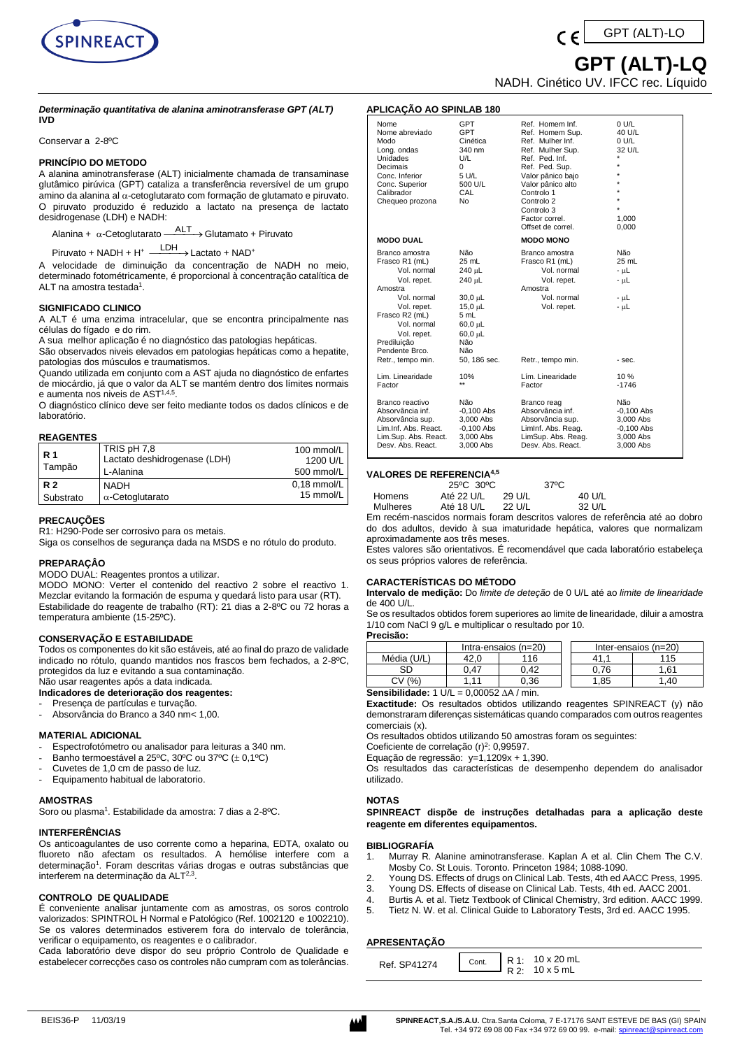# GPT (ALT)-LQ

NADH. Cinético UV. IFCC rec. Líquido

GPT (ALT)-LQ

***Determinação quantitativa de alanina aminotransferase GPT (ALT)***
**IVD**

Conservar a 2-8ºC

## PRINCÍPIO DO METODO

A alanina aminotransferase (ALT) inicialmente chamada de transaminase glutâmico pirúvica (GPT) catalisa a transferência reversível de um grupo amino da alanina al α-cetoglutarato com formação de glutamato e piruvato. O piruvato produzido é reduzido a lactato na presença de lactato desidrogenase (LDH) e NADH:

$$\text{Alanina} + \alpha\text{-Cetoglutarato} \xrightarrow{ALT} \text{Glutamato} + \text{Piruvato}$$

$$\text{Piruvato} + NADH + H^+ \xrightarrow{LDH} \text{Lactato} + NAD^+$$

A velocidade de diminuição da concentração de NADH no meio, determinado fotométricamente, é proporcional à concentração catalítica de ALT na amostra testada[1].

## SIGNIFICADO CLINICO

A ALT é uma enzima intracelular, que se encontra principalmente nas células do fígado e do rim.

A sua melhor aplicação é no diagnóstico das patologias hepáticas.

São observados niveis elevados em patologias hepáticas como a hepatite, patologias dos músculos e traumatismos.

Quando utilizada em conjunto com a AST ajuda no diagnóstico de enfartes de miocárdio, já que o valor da ALT se mantém dentro dos límites normais e aumenta nos niveis de AST[1,4,5].

O diagnóstico clínico deve ser feito mediante todos os dados clínicos e de laboratório.

## REAGENTES

| | | |
|---|---|---|
| **R 1** Tampão | TRIS pH 7,8<br>Lactato deshidrogenase (LDH)<br>L-Alanina | 100 mmol/L<br>1200 U/L<br>500 mmol/L |
| **R 2** Substrato | NADH<br>α-Cetoglutarato | 0,18 mmol/L<br>15 mmol/L |

## PRECAUÇÕES

R1: H290-Pode ser corrosivo para os metais.

Siga os conselhos de segurança dada na MSDS e no rótulo do produto.

## PREPARAÇÃO

MODO DUAL: Reagentes prontos a utilizar.

MODO MONO: Verter el contenido del reactivo 2 sobre el reactivo 1. Mezclar evitando la formación de espuma y quedará listo para usar (RT). Estabilidade do reagente de trabalho (RT): 21 dias a 2-8ºC ou 72 horas a temperatura ambiente (15-25ºC).

## CONSERVAÇÃO E ESTABILIDADE

Todos os componentes do kit são estáveis, até ao final do prazo de validade indicado no rótulo, quando mantidos nos frascos bem fechados, a 2-8ºC, protegidos da luz e evitando a sua contaminação.

Não usar reagentes após a data indicada.

**Indicadores de deterioração dos reagentes:**

- Presença de partículas e turvação.
- Absorvância do Branco a 340 nm< 1,00.

## MATERIAL ADICIONAL

- Espectrofotómetro ou analisador para leituras a 340 nm.
- Banho termoestável a 25ºC, 30ºC ou 37ºC (± 0,1ºC)
- Cuvetes de 1,0 cm de passo de luz.
- Equipamento habitual de laboratorio.

## AMOSTRAS

Soro ou plasma[1]. Estabilidade da amostra: 7 dias a 2-8ºC.

## INTERFERÊNCIAS

Os anticoagulantes de uso corrente como a heparina, EDTA, oxalato ou fluoreto não afectam os resultados. A hemólise interfere com a determinação[1]. Foram descritas várias drogas e outras substâncias que interferem na determinação da ALT[2,3].

## CONTROLO DE QUALIDADE

É conveniente analisar juntamente com as amostras, os soros controlo valorizados: SPINTROL H Normal e Patológico (Ref. 1002120 e 1002210). Se os valores determinados estiverem fora do intervalo de tolerância, verificar o equipamento, os reagentes e o calibrador.

Cada laboratório deve dispor do seu próprio Controlo de Qualidade e estabelecer correcções caso os controles não cumpram com as tolerâncias.

## APLICAÇÃO AO SPINLAB 180

| | | | |
|---|---|---|---|
| Nome | GPT | Ref. Homem Inf. | 0 U/L |
| Nome abreviado | GPT | Ref. Homem Sup. | 40 U/L |
| Modo | Cinética | Ref. Mulher Inf. | 0 U/L |
| Long. ondas | 340 nm | Ref. Mulher Sup. | 32 U/L |
| Unidades | U/L | Ref. Ped. Inf. | * |
| Decimais | 0 | Ref. Ped. Sup. | * |
| Conc. Inferior | 5 U/L | Valor pânico baixo | * |
| Conc. Superior | 500 U/L | Valor pânico alto | * |
| Calibrador | CAL | Controlo 1 | * |
| Chequeo prozona | No | Controlo 2 | * |
| | | Controlo 3 | * |
| | | Factor correl. | 1,000 |
| | | Offset de correl. | 0,000 |
| **MODO DUAL** | | **MODO MONO** | |
| Branco amostra | Não | Branco amostra | Não |
| Frasco R1 (mL) | 25 mL | Frasco R1 (mL) | 25 mL |
| Vol. normal | 240 µL | Vol. normal | - µL |
| Vol. repet. | 240 µL | Vol. repet. | - µL |
| Amostra | | Amostra | |
| Vol. normal | 30,0 µL | Vol. normal | - µL |
| Vol. repet. | 15,0 µL | Vol. repet. | - µL |
| Frasco R2 (mL) | 5 mL | | |
| Vol. normal | 60,0 µL | | |
| Vol. repet. | 60,0 µL | | |
| Prediluição | Não | | |
| Pendente Brco. | Não | | |
| Retr., tempo min. | 50, 186 sec. | Retr., tempo min. | - sec. |
| Lim. Linearidade | 10% | Lím. Linearidade | 10 % |
| Factor | ** | Factor | -1746 |
| Branco reactivo | Não | Branco reag | Não |
| Absorvância inf. | -0,100 Abs | Absorvância inf. | -0,100 Abs |
| Absorvância sup. | 3,000 Abs | Absorvância sup. | 3,000 Abs |
| Lim.Inf. Abs. React. | -0,100 Abs | LimInf. Abs. Reag. | -0,100 Abs |
| Lim.Sup. Abs. React. | 3,000 Abs | LimSup. Abs. Reag. | 3,000 Abs |
| Desv. Abs. React. | 3,000 Abs | Desv. Abs. React. | 3,000 Abs |

## VALORES DE REFERENCIA[4,5]

| | 25ºC | 30ºC | 37ºC |
|---|---|---|---|
| Homens | Até 22 U/L | 29 U/L | 40 U/L |
| Mulheres | Até 18 U/L | 22 U/L | 32 U/L |

Em recém-nascidos normais foram descritos valores de referência até ao dobro do dos adultos, devido à sua imaturidade hepática, valores que normalizam aproximadamente aos três meses.

Estes valores são orientativos. É recomendável que cada laboratório estabeleça os seus próprios valores de referência.

## CARACTERÍSTICAS DO MÉTODO

**Intervalo de medição:** Do *limite de deteção* de 0 U/L até ao *limite de linearidade* de 400 U/L.

Se os resultados obtidos forem superiores ao limite de linearidade, diluir a amostra 1/10 com NaCl 9 g/L e multiplicar o resultado por 10.

**Precisão:**

| | Intra-ensaios (n=20) | | Inter-ensaios (n=20) | |
|---|---|---|---|---|
| Média (U/L) | 42,0 | 116 | 41,1 | 115 |
| SD | 0,47 | 0,42 | 0,76 | 1,61 |
| CV (%) | 1,11 | 0,36 | 1,85 | 1,40 |

**Sensibilidade:** 1 U/L = 0,00052 ΔA / min.

**Exactitude:** Os resultados obtidos utilizando reagentes SPINREACT (y) não demonstraram diferenças sistemáticas quando comparados com outros reagentes comerciais (x).

Os resultados obtidos utilizando 50 amostras foram os seguintes:

Coeficiente de correlação $(r)^2$: 0,99597.

Equação de regressão: $y=1,1209x + 1,390$.

Os resultados das características de desempenho dependem do analisador utilizado.

## NOTAS

**SPINREACT dispõe de instruções detalhadas para a aplicação deste reagente em diferentes equipamentos.**

## BIBLIOGRAFÍA

1. Murray R. Alanine aminotransferase. Kaplan A et al. Clin Chem The C.V. Mosby Co. St Louis. Toronto. Princeton 1984; 1088-1090.
2. Young DS. Effects of drugs on Clinical Lab. Tests, 4th ed AACC Press, 1995.
3. Young DS. Effects of disease on Clinical Lab. Tests, 4th ed. AACC 2001.
4. Burtis A. et al. Tietz Textbook of Clinical Chemistry, 3rd edition. AACC 1999.
5. Tietz N. W. et al. Clinical Guide to Laboratory Tests, 3rd ed. AACC 1995.

## APRESENTAÇÃO

| | | |
|---|---|---|
| Ref. SP41274 | Cont. | R 1: 10 x 20 mL<br>R 2: 10 x 5 mL |

BEIS36-P 11/03/19

**SPINREACT,S.A./S.A.U.** Ctra.Santa Coloma, 7 E-17176 SANT ESTEVE DE BAS (GI) SPAIN
Tel. +34 972 69 08 00 Fax +34 972 69 00 99. e-mail: spinreact@spinreact.com